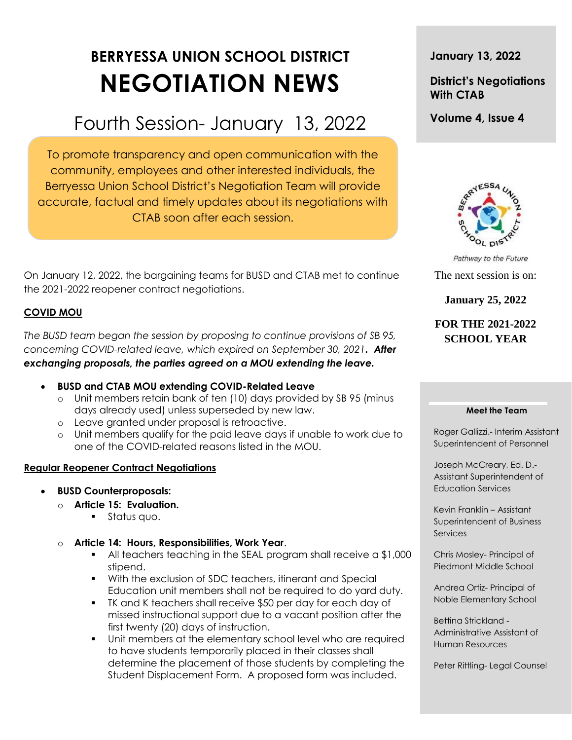# BERRYESSA UNION SCHOOL DISTRICT

# NEGOTIATION NEWS

## Fourth Session- January 13, 2022

To promote transparency and open communication with the community, employees and other interested individuals, the Berryessa Union School District's Negotiation Team will provide accurate, factual and timely updates about its negotiations with CTAB soon after each session.

**January 13, 2022**

**District's Negotiations With CTAB**

**Volume 4, Issue 4**

Pathway to the Future

The next session is on:

**January 25, 2022**

**FOR THE 2021-2022 SCHOOL YEAR**

On January 12, 2022, the bargaining teams for BUSD and CTAB met to continue the 2021-2022 reopener contract negotiations.

**COVID MOU**

*The BUSD team began the session by proposing to continue provisions of SB 95, concerning COVID-related leave, which expired on September 30, 2021. **After exchanging proposals, the parties agreed on a MOU extending the leave.***

- **BUSD and CTAB MOU extending COVID-Related Leave**
  - Unit members retain bank of ten (10) days provided by SB 95 (minus days already used) unless superseded by new law.
  - Leave granted under proposal is retroactive.
  - Unit members qualify for the paid leave days if unable to work due to one of the COVID-related reasons listed in the MOU.

**Regular Reopener Contract Negotiations**

- **BUSD Counterproposals:**
  - **Article 15: Evaluation.**
    - Status quo.
  - **Article 14: Hours, Responsibilities, Work Year**.
    - All teachers teaching in the SEAL program shall receive a $1,000 stipend.
    - With the exclusion of SDC teachers, itinerant and Special Education unit members shall not be required to do yard duty.
    - TK and K teachers shall receive $50 per day for each day of missed instructional support due to a vacant position after the first twenty (20) days of instruction.
    - Unit members at the elementary school level who are required to have students temporarily placed in their classes shall determine the placement of those students by completing the Student Displacement Form. A proposed form was included.

**Meet the Team**

Roger Gallizzi.- Interim Assistant Superintendent of Personnel

Joseph McCreary, Ed. D.- Assistant Superintendent of Education Services

Kevin Franklin – Assistant Superintendent of Business Services

Chris Mosley- Principal of Piedmont Middle School

Andrea Ortiz- Principal of Noble Elementary School

Bettina Strickland - Administrative Assistant of Human Resources

Peter Rittling- Legal Counsel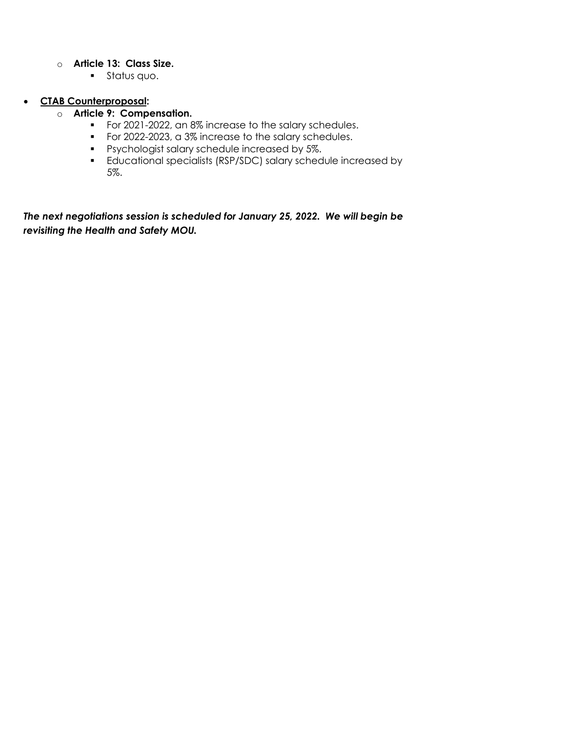- **Article 13: Class Size.**
  - Status quo.

- **<u>CTAB Counterproposal</u>:**
  - **Article 9: Compensation.**
    - For 2021-2022, an 8% increase to the salary schedules.
    - For 2022-2023, a 3% increase to the salary schedules.
    - Psychologist salary schedule increased by 5%.
    - Educational specialists (RSP/SDC) salary schedule increased by 5%.

***The next negotiations session is scheduled for January 25, 2022. We will begin be revisiting the Health and Safety MOU.***